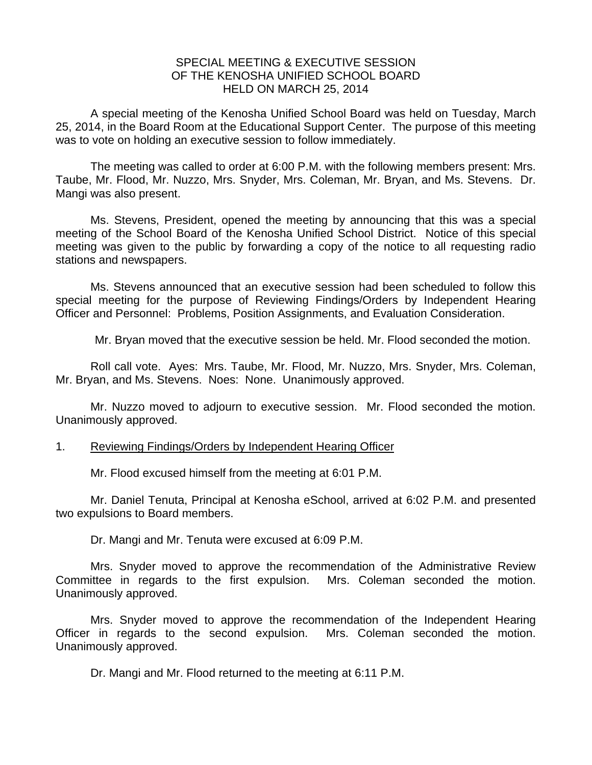# SPECIAL MEETING & EXECUTIVE SESSION
# OF THE KENOSHA UNIFIED SCHOOL BOARD
# HELD ON MARCH 25, 2014

A special meeting of the Kenosha Unified School Board was held on Tuesday, March 25, 2014, in the Board Room at the Educational Support Center. The purpose of this meeting was to vote on holding an executive session to follow immediately.

The meeting was called to order at 6:00 P.M. with the following members present: Mrs. Taube, Mr. Flood, Mr. Nuzzo, Mrs. Snyder, Mrs. Coleman, Mr. Bryan, and Ms. Stevens. Dr. Mangi was also present.

Ms. Stevens, President, opened the meeting by announcing that this was a special meeting of the School Board of the Kenosha Unified School District. Notice of this special meeting was given to the public by forwarding a copy of the notice to all requesting radio stations and newspapers.

Ms. Stevens announced that an executive session had been scheduled to follow this special meeting for the purpose of Reviewing Findings/Orders by Independent Hearing Officer and Personnel: Problems, Position Assignments, and Evaluation Consideration.

Mr. Bryan moved that the executive session be held. Mr. Flood seconded the motion.

Roll call vote. Ayes: Mrs. Taube, Mr. Flood, Mr. Nuzzo, Mrs. Snyder, Mrs. Coleman, Mr. Bryan, and Ms. Stevens. Noes: None. Unanimously approved.

Mr. Nuzzo moved to adjourn to executive session. Mr. Flood seconded the motion. Unanimously approved.

1. <u>Reviewing Findings/Orders by Independent Hearing Officer</u>

Mr. Flood excused himself from the meeting at 6:01 P.M.

Mr. Daniel Tenuta, Principal at Kenosha eSchool, arrived at 6:02 P.M. and presented two expulsions to Board members.

Dr. Mangi and Mr. Tenuta were excused at 6:09 P.M.

Mrs. Snyder moved to approve the recommendation of the Administrative Review Committee in regards to the first expulsion. Mrs. Coleman seconded the motion. Unanimously approved.

Mrs. Snyder moved to approve the recommendation of the Independent Hearing Officer in regards to the second expulsion. Mrs. Coleman seconded the motion. Unanimously approved.

Dr. Mangi and Mr. Flood returned to the meeting at 6:11 P.M.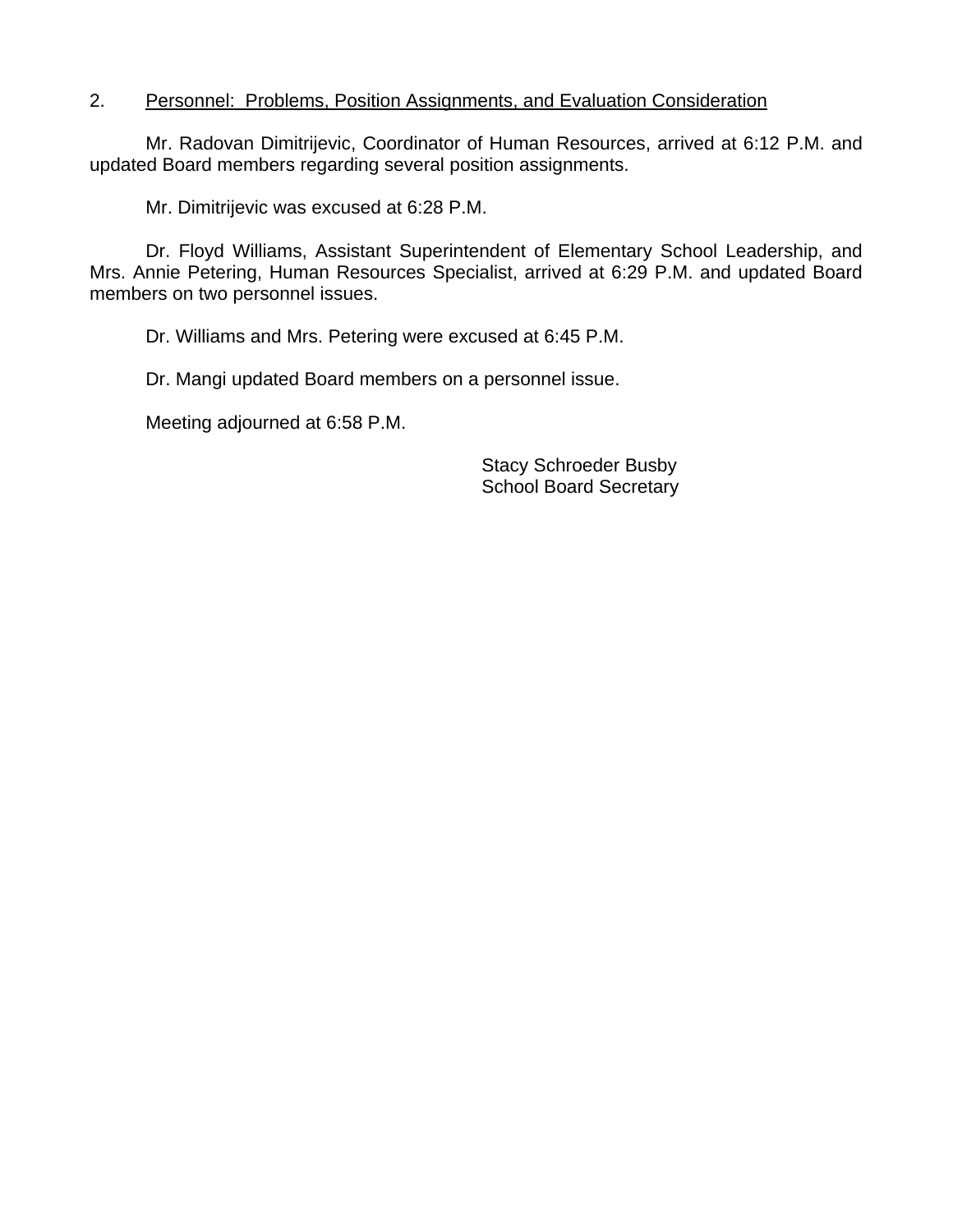2. Personnel: Problems, Position Assignments, and Evaluation Consideration

Mr. Radovan Dimitrijevic, Coordinator of Human Resources, arrived at 6:12 P.M. and updated Board members regarding several position assignments.

Mr. Dimitrijevic was excused at 6:28 P.M.

Dr. Floyd Williams, Assistant Superintendent of Elementary School Leadership, and Mrs. Annie Petering, Human Resources Specialist, arrived at 6:29 P.M. and updated Board members on two personnel issues.

Dr. Williams and Mrs. Petering were excused at 6:45 P.M.

Dr. Mangi updated Board members on a personnel issue.

Meeting adjourned at 6:58 P.M.

Stacy Schroeder Busby
School Board Secretary